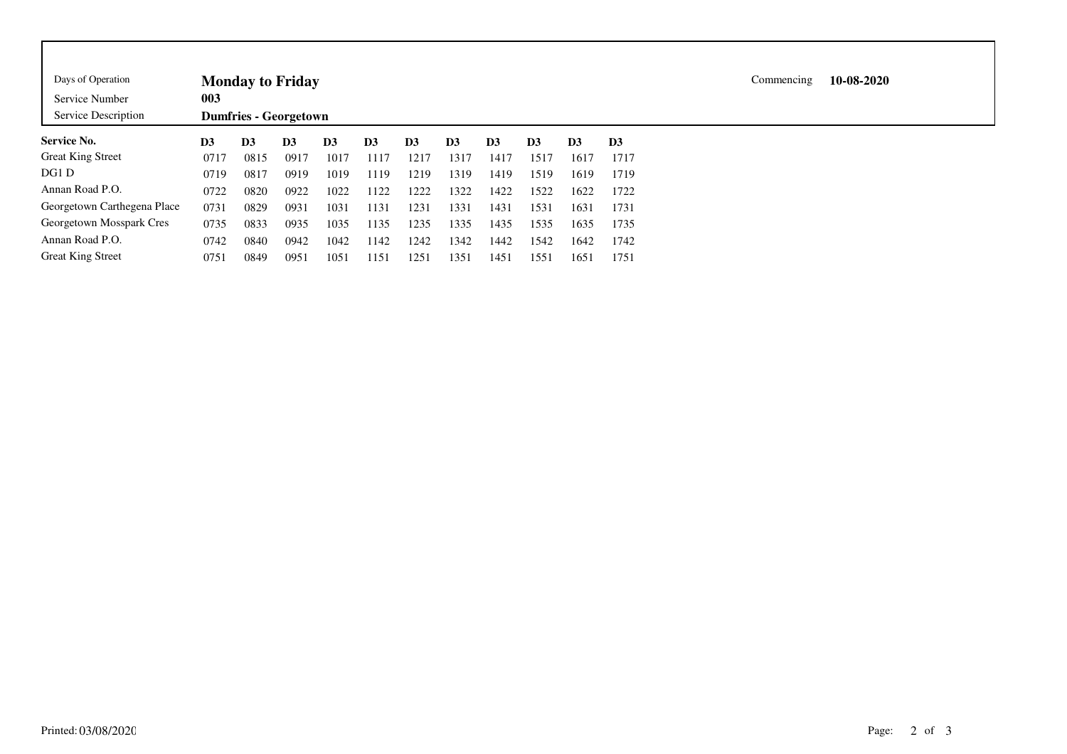| Days of Operation | **Monday to Friday** | Commencing | **10-08-2020** |
|---|---|---|---|
| Service Number | **003** | | |
| Service Description | **Dumfries - Georgetown** | | |

| **Service No.** | **D3** | **D3** | **D3** | **D3** | **D3** | **D3** | **D3** | **D3** | **D3** | **D3** | **D3** |
|---|---|---|---|---|---|---|---|---|---|---|---|
| Great King Street | 0717 | 0815 | 0917 | 1017 | 1117 | 1217 | 1317 | 1417 | 1517 | 1617 | 1717 |
| DG1 D | 0719 | 0817 | 0919 | 1019 | 1119 | 1219 | 1319 | 1419 | 1519 | 1619 | 1719 |
| Annan Road P.O. | 0722 | 0820 | 0922 | 1022 | 1122 | 1222 | 1322 | 1422 | 1522 | 1622 | 1722 |
| Georgetown Carthegena Place | 0731 | 0829 | 0931 | 1031 | 1131 | 1231 | 1331 | 1431 | 1531 | 1631 | 1731 |
| Georgetown Mosspark Cres | 0735 | 0833 | 0935 | 1035 | 1135 | 1235 | 1335 | 1435 | 1535 | 1635 | 1735 |
| Annan Road P.O. | 0742 | 0840 | 0942 | 1042 | 1142 | 1242 | 1342 | 1442 | 1542 | 1642 | 1742 |
| Great King Street | 0751 | 0849 | 0951 | 1051 | 1151 | 1251 | 1351 | 1451 | 1551 | 1651 | 1751 |

Printed: 03/08/2020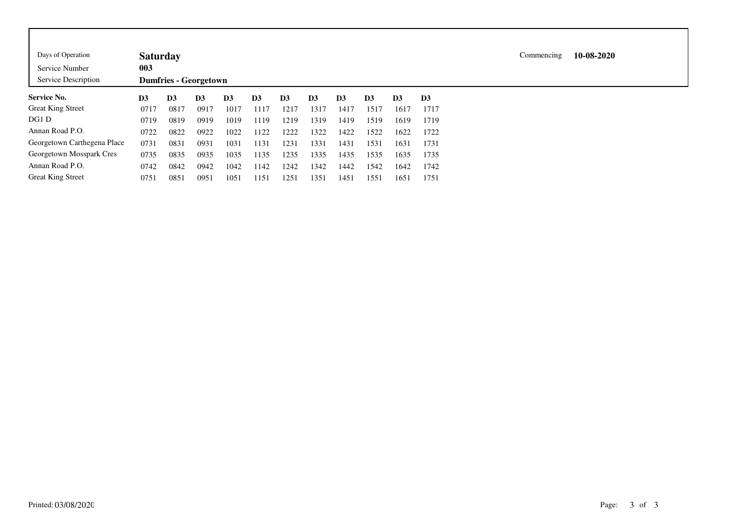| | | | |
|---|---|---|---|
| Days of Operation | **Saturday** | Commencing | **10-08-2020** |
| Service Number | **003** | | |
| Service Description | **Dumfries - Georgetown** | | |

| **Service No.** | **D3** | **D3** | **D3** | **D3** | **D3** | **D3** | **D3** | **D3** | **D3** | **D3** | **D3** |
|---|---|---|---|---|---|---|---|---|---|---|---|
| Great King Street | 0717 | 0817 | 0917 | 1017 | 1117 | 1217 | 1317 | 1417 | 1517 | 1617 | 1717 |
| DG1 D | 0719 | 0819 | 0919 | 1019 | 1119 | 1219 | 1319 | 1419 | 1519 | 1619 | 1719 |
| Annan Road P.O. | 0722 | 0822 | 0922 | 1022 | 1122 | 1222 | 1322 | 1422 | 1522 | 1622 | 1722 |
| Georgetown Carthegena Place | 0731 | 0831 | 0931 | 1031 | 1131 | 1231 | 1331 | 1431 | 1531 | 1631 | 1731 |
| Georgetown Mosspark Cres | 0735 | 0835 | 0935 | 1035 | 1135 | 1235 | 1335 | 1435 | 1535 | 1635 | 1735 |
| Annan Road P.O. | 0742 | 0842 | 0942 | 1042 | 1142 | 1242 | 1342 | 1442 | 1542 | 1642 | 1742 |
| Great King Street | 0751 | 0851 | 0951 | 1051 | 1151 | 1251 | 1351 | 1451 | 1551 | 1651 | 1751 |

Printed: 03/08/2020